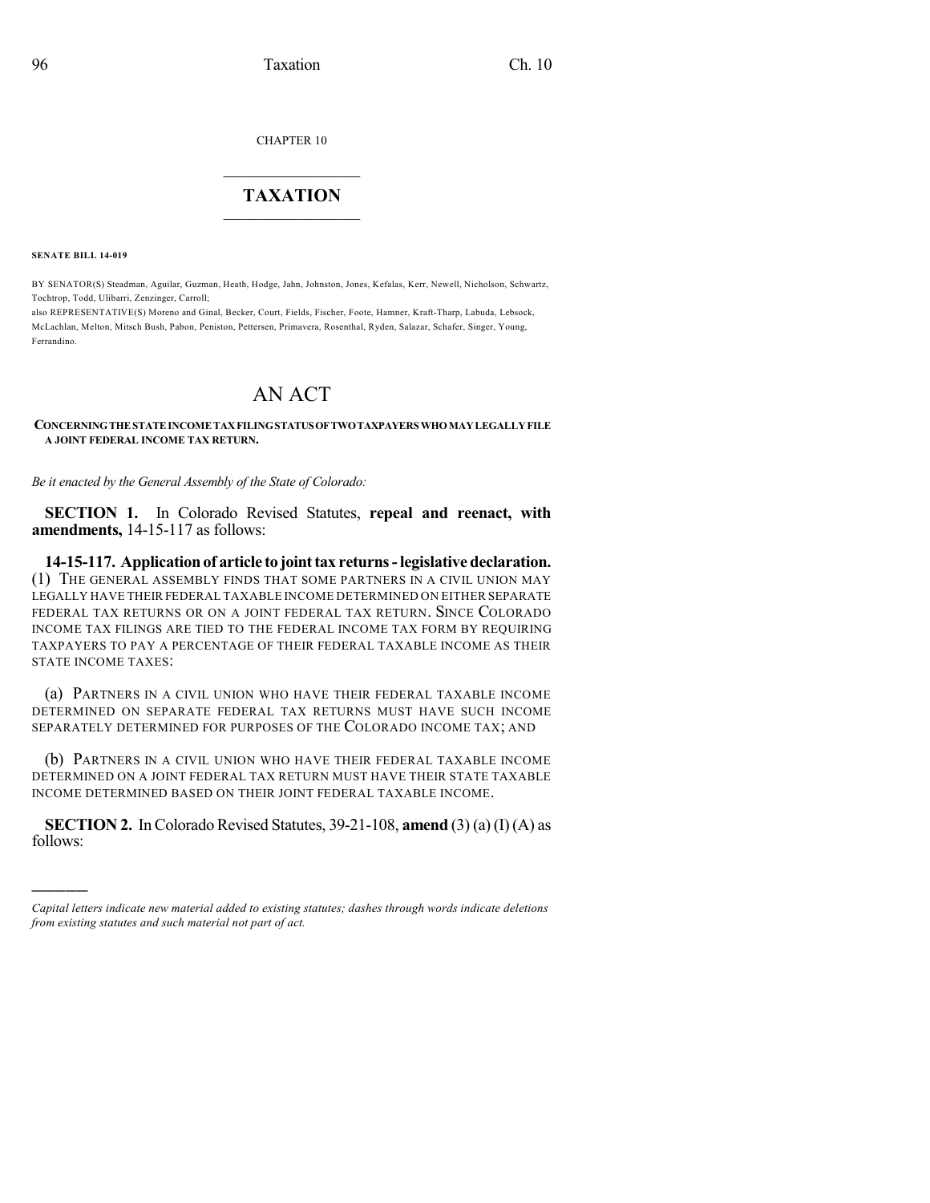CHAPTER 10

# TAXATION

**SENATE BILL 14-019**

BY SENATOR(S) Steadman, Aguilar, Guzman, Heath, Hodge, Jahn, Johnston, Jones, Kefalas, Kerr, Newell, Nicholson, Schwartz, Tochtrop, Todd, Ulibarri, Zenzinger, Carroll;

also REPRESENTATIVE(S) Moreno and Ginal, Becker, Court, Fields, Fischer, Foote, Hamner, Kraft-Tharp, Labuda, Lebsock, McLachlan, Melton, Mitsch Bush, Pabon, Peniston, Pettersen, Primavera, Rosenthal, Ryden, Salazar, Schafer, Singer, Young, Ferrandino.

# AN ACT

**CONCERNING THE STATE INCOME TAX FILING STATUS OF TWO TAXPAYERS WHO MAY LEGALLY FILE A JOINT FEDERAL INCOME TAX RETURN.**

*Be it enacted by the General Assembly of the State of Colorado:*

**SECTION 1.** In Colorado Revised Statutes, **repeal and reenact, with amendments,** 14-15-117 as follows:

**14-15-117. Application of article to joint tax returns - legislative declaration.** (1) THE GENERAL ASSEMBLY FINDS THAT SOME PARTNERS IN A CIVIL UNION MAY LEGALLY HAVE THEIR FEDERAL TAXABLE INCOME DETERMINED ON EITHER SEPARATE FEDERAL TAX RETURNS OR ON A JOINT FEDERAL TAX RETURN. SINCE COLORADO INCOME TAX FILINGS ARE TIED TO THE FEDERAL INCOME TAX FORM BY REQUIRING TAXPAYERS TO PAY A PERCENTAGE OF THEIR FEDERAL TAXABLE INCOME AS THEIR STATE INCOME TAXES:

(a) PARTNERS IN A CIVIL UNION WHO HAVE THEIR FEDERAL TAXABLE INCOME DETERMINED ON SEPARATE FEDERAL TAX RETURNS MUST HAVE SUCH INCOME SEPARATELY DETERMINED FOR PURPOSES OF THE COLORADO INCOME TAX; AND

(b) PARTNERS IN A CIVIL UNION WHO HAVE THEIR FEDERAL TAXABLE INCOME DETERMINED ON A JOINT FEDERAL TAX RETURN MUST HAVE THEIR STATE TAXABLE INCOME DETERMINED BASED ON THEIR JOINT FEDERAL TAXABLE INCOME.

**SECTION 2.** In Colorado Revised Statutes, 39-21-108, **amend** (3) (a) (I) (A) as follows:

---

*Capital letters indicate new material added to existing statutes; dashes through words indicate deletions from existing statutes and such material not part of act.*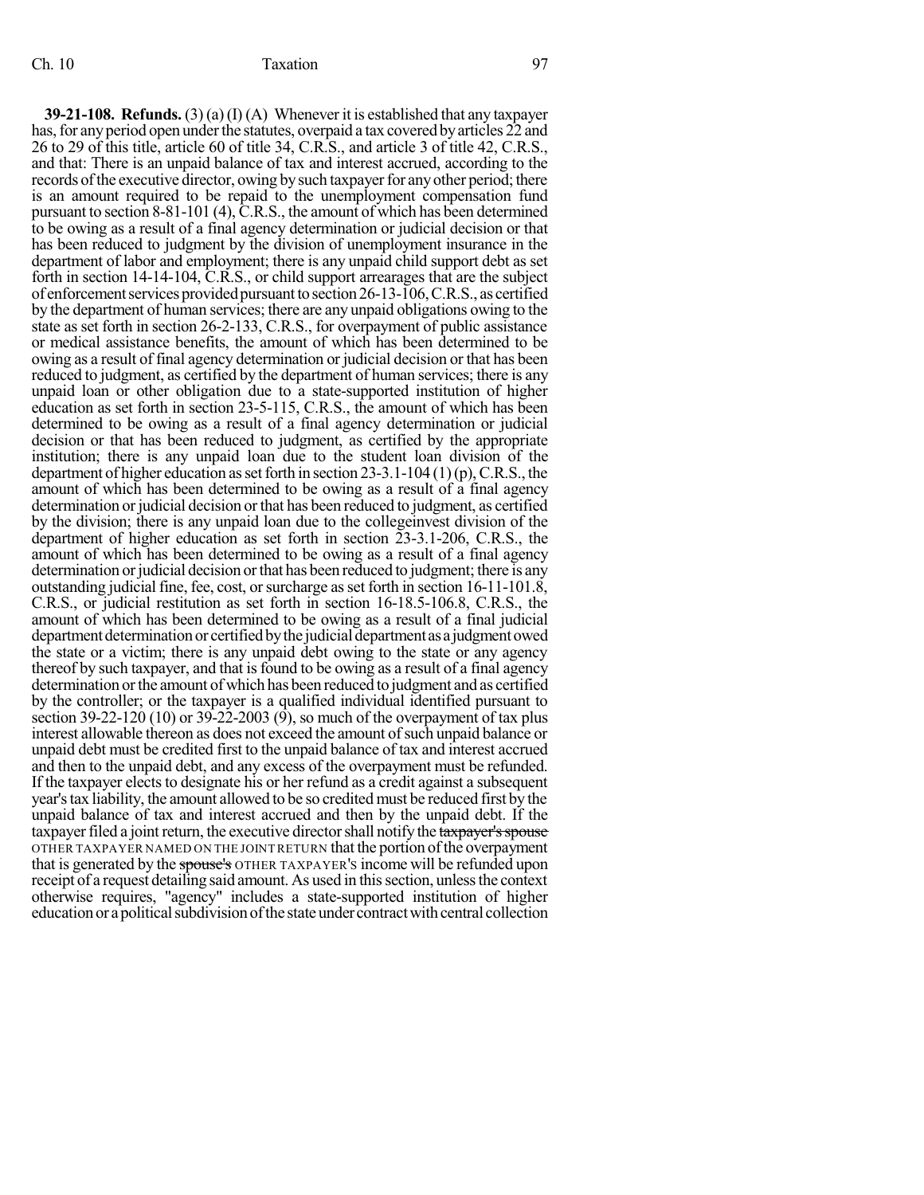**39-21-108. Refunds.** (3) (a) (I) (A) Whenever it is established that any taxpayer has, for any period open under the statutes, overpaid a tax covered by articles 22 and 26 to 29 of this title, article 60 of title 34, C.R.S., and article 3 of title 42, C.R.S., and that: There is an unpaid balance of tax and interest accrued, according to the records of the executive director, owing by such taxpayer for any other period; there is an amount required to be repaid to the unemployment compensation fund pursuant to section 8-81-101 (4), C.R.S., the amount of which has been determined to be owing as a result of a final agency determination or judicial decision or that has been reduced to judgment by the division of unemployment insurance in the department of labor and employment; there is any unpaid child support debt as set forth in section 14-14-104, C.R.S., or child support arrearages that are the subject of enforcement services provided pursuant to section 26-13-106, C.R.S., as certified by the department of human services; there are any unpaid obligations owing to the state as set forth in section 26-2-133, C.R.S., for overpayment of public assistance or medical assistance benefits, the amount of which has been determined to be owing as a result of final agency determination or judicial decision or that has been reduced to judgment, as certified by the department of human services; there is any unpaid loan or other obligation due to a state-supported institution of higher education as set forth in section 23-5-115, C.R.S., the amount of which has been determined to be owing as a result of a final agency determination or judicial decision or that has been reduced to judgment, as certified by the appropriate institution; there is any unpaid loan due to the student loan division of the department of higher education as set forth in section 23-3.1-104 (1) (p), C.R.S., the amount of which has been determined to be owing as a result of a final agency determination or judicial decision or that has been reduced to judgment, as certified by the division; there is any unpaid loan due to the collegeinvest division of the department of higher education as set forth in section 23-3.1-206, C.R.S., the amount of which has been determined to be owing as a result of a final agency determination or judicial decision or that has been reduced to judgment; there is any outstanding judicial fine, fee, cost, or surcharge as set forth in section 16-11-101.8, C.R.S., or judicial restitution as set forth in section 16-18.5-106.8, C.R.S., the amount of which has been determined to be owing as a result of a final judicial department determination or certified by the judicial department as a judgment owed the state or a victim; there is any unpaid debt owing to the state or any agency thereof by such taxpayer, and that is found to be owing as a result of a final agency determination or the amount of which has been reduced to judgment and as certified by the controller; or the taxpayer is a qualified individual identified pursuant to section 39-22-120 (10) or 39-22-2003 (9), so much of the overpayment of tax plus interest allowable thereon as does not exceed the amount of such unpaid balance or unpaid debt must be credited first to the unpaid balance of tax and interest accrued and then to the unpaid debt, and any excess of the overpayment must be refunded. If the taxpayer elects to designate his or her refund as a credit against a subsequent year's tax liability, the amount allowed to be so credited must be reduced first by the unpaid balance of tax and interest accrued and then by the unpaid debt. If the taxpayer filed a joint return, the executive director shall notify the ~~taxpayer's spouse~~ OTHER TAXPAYER NAMED ON THE JOINT RETURN that the portion of the overpayment that is generated by the ~~spouse's~~ OTHER TAXPAYER'S income will be refunded upon receipt of a request detailing said amount. As used in this section, unless the context otherwise requires, "agency" includes a state-supported institution of higher education or a political subdivision of the state under contract with central collection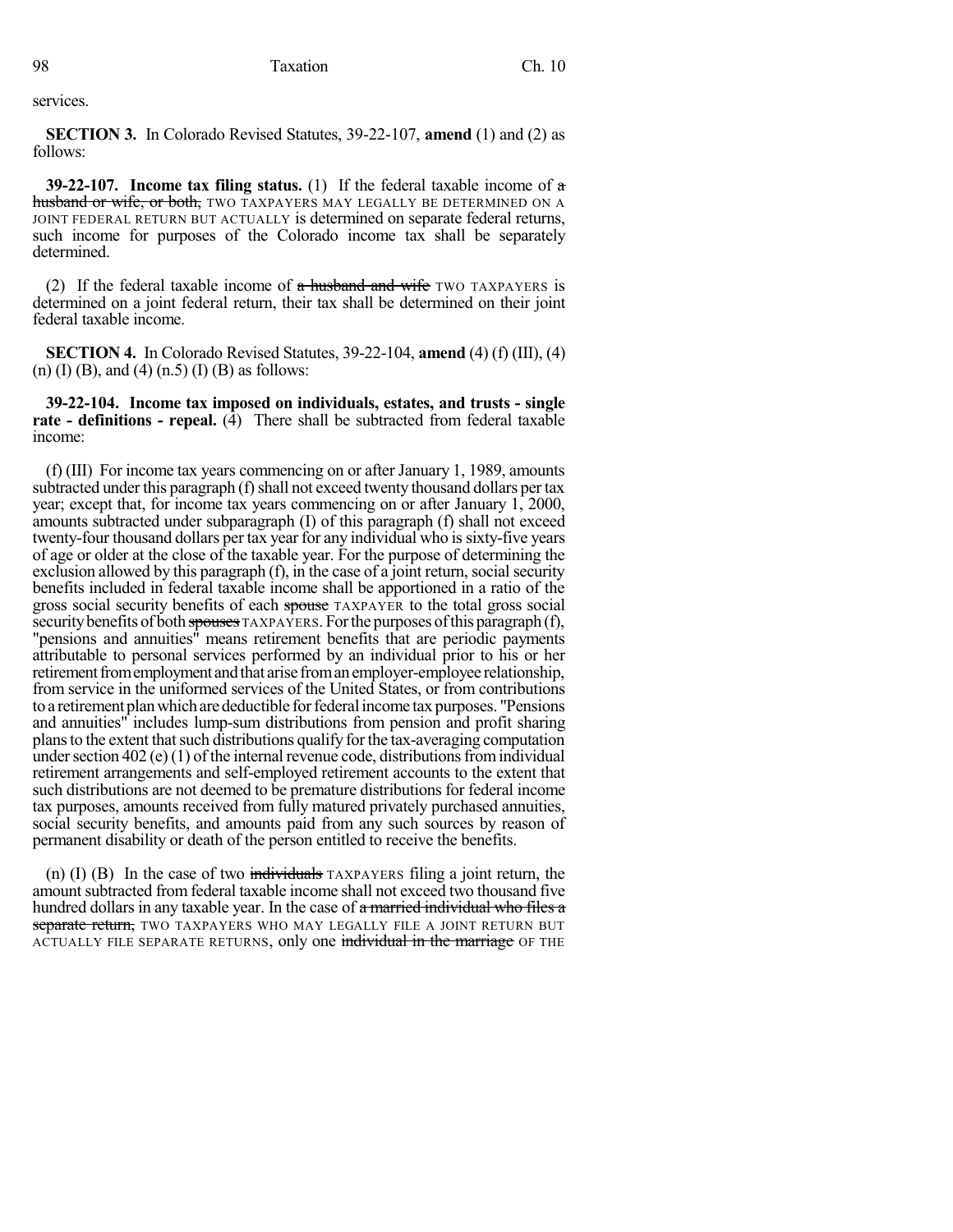services.

**SECTION 3.** In Colorado Revised Statutes, 39-22-107, **amend** (1) and (2) as follows:

**39-22-107. Income tax filing status.** (1) If the federal taxable income of ~~a husband or wife, or both,~~ TWO TAXPAYERS MAY LEGALLY BE DETERMINED ON A JOINT FEDERAL RETURN BUT ACTUALLY is determined on separate federal returns, such income for purposes of the Colorado income tax shall be separately determined.

(2) If the federal taxable income of ~~a husband and wife~~ TWO TAXPAYERS is determined on a joint federal return, their tax shall be determined on their joint federal taxable income.

**SECTION 4.** In Colorado Revised Statutes, 39-22-104, **amend** (4) (f) (III), (4) (n) (I) (B), and (4) (n.5) (I) (B) as follows:

**39-22-104. Income tax imposed on individuals, estates, and trusts - single rate - definitions - repeal.** (4) There shall be subtracted from federal taxable income:

(f) (III) For income tax years commencing on or after January 1, 1989, amounts subtracted under this paragraph (f) shall not exceed twenty thousand dollars per tax year; except that, for income tax years commencing on or after January 1, 2000, amounts subtracted under subparagraph (I) of this paragraph (f) shall not exceed twenty-four thousand dollars per tax year for any individual who is sixty-five years of age or older at the close of the taxable year. For the purpose of determining the exclusion allowed by this paragraph (f), in the case of a joint return, social security benefits included in federal taxable income shall be apportioned in a ratio of the gross social security benefits of each ~~spouse~~ TAXPAYER to the total gross social security benefits of both ~~spouses~~ TAXPAYERS. For the purposes of this paragraph (f), "pensions and annuities" means retirement benefits that are periodic payments attributable to personal services performed by an individual prior to his or her retirement from employment and that arise from an employer-employee relationship, from service in the uniformed services of the United States, or from contributions to a retirement plan which are deductible for federal income tax purposes. "Pensions and annuities" includes lump-sum distributions from pension and profit sharing plans to the extent that such distributions qualify for the tax-averaging computation under section 402 (e) (1) of the internal revenue code, distributions from individual retirement arrangements and self-employed retirement accounts to the extent that such distributions are not deemed to be premature distributions for federal income tax purposes, amounts received from fully matured privately purchased annuities, social security benefits, and amounts paid from any such sources by reason of permanent disability or death of the person entitled to receive the benefits.

(n) (I) (B) In the case of two ~~individuals~~ TAXPAYERS filing a joint return, the amount subtracted from federal taxable income shall not exceed two thousand five hundred dollars in any taxable year. In the case of ~~a married individual who files a separate return,~~ TWO TAXPAYERS WHO MAY LEGALLY FILE A JOINT RETURN BUT ACTUALLY FILE SEPARATE RETURNS, only one ~~individual in the marriage~~ OF THE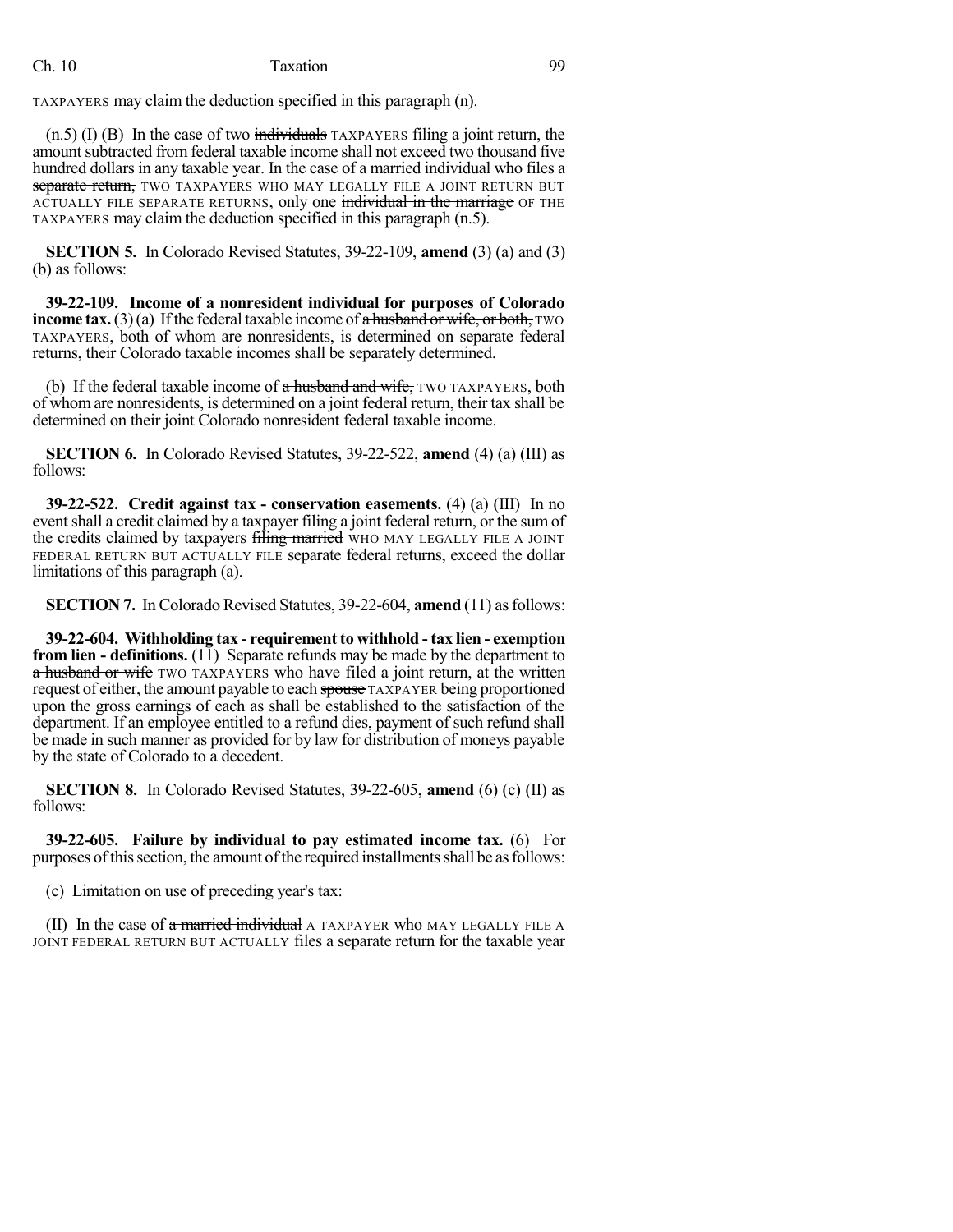TAXPAYERS may claim the deduction specified in this paragraph (n).

(n.5) (I) (B) In the case of two ~~individuals~~ TAXPAYERS filing a joint return, the amount subtracted from federal taxable income shall not exceed two thousand five hundred dollars in any taxable year. In the case of ~~a married individual who files a separate return,~~ TWO TAXPAYERS WHO MAY LEGALLY FILE A JOINT RETURN BUT ACTUALLY FILE SEPARATE RETURNS, only one ~~individual in the marriage~~ OF THE TAXPAYERS may claim the deduction specified in this paragraph (n.5).

**SECTION 5.** In Colorado Revised Statutes, 39-22-109, **amend** (3) (a) and (3) (b) as follows:

**39-22-109. Income of a nonresident individual for purposes of Colorado income tax.** (3) (a) If the federal taxable income of ~~a husband or wife, or both,~~ TWO TAXPAYERS, both of whom are nonresidents, is determined on separate federal returns, their Colorado taxable incomes shall be separately determined.

(b) If the federal taxable income of ~~a husband and wife,~~ TWO TAXPAYERS, both of whom are nonresidents, is determined on a joint federal return, their tax shall be determined on their joint Colorado nonresident federal taxable income.

**SECTION 6.** In Colorado Revised Statutes, 39-22-522, **amend** (4) (a) (III) as follows:

**39-22-522. Credit against tax - conservation easements.** (4) (a) (III) In no event shall a credit claimed by a taxpayer filing a joint federal return, or the sum of the credits claimed by taxpayers ~~filing married~~ WHO MAY LEGALLY FILE A JOINT FEDERAL RETURN BUT ACTUALLY FILE separate federal returns, exceed the dollar limitations of this paragraph (a).

**SECTION 7.** In Colorado Revised Statutes, 39-22-604, **amend** (11) as follows:

**39-22-604. Withholding tax - requirement to withhold - tax lien - exemption from lien - definitions.** (11) Separate refunds may be made by the department to ~~a husband or wife~~ TWO TAXPAYERS who have filed a joint return, at the written request of either, the amount payable to each ~~spouse~~ TAXPAYER being proportioned upon the gross earnings of each as shall be established to the satisfaction of the department. If an employee entitled to a refund dies, payment of such refund shall be made in such manner as provided for by law for distribution of moneys payable by the state of Colorado to a decedent.

**SECTION 8.** In Colorado Revised Statutes, 39-22-605, **amend** (6) (c) (II) as follows:

**39-22-605. Failure by individual to pay estimated income tax.** (6) For purposes of this section, the amount of the required installments shall be as follows:

(c) Limitation on use of preceding year's tax:

(II) In the case of ~~a married individual~~ A TAXPAYER who MAY LEGALLY FILE A JOINT FEDERAL RETURN BUT ACTUALLY files a separate return for the taxable year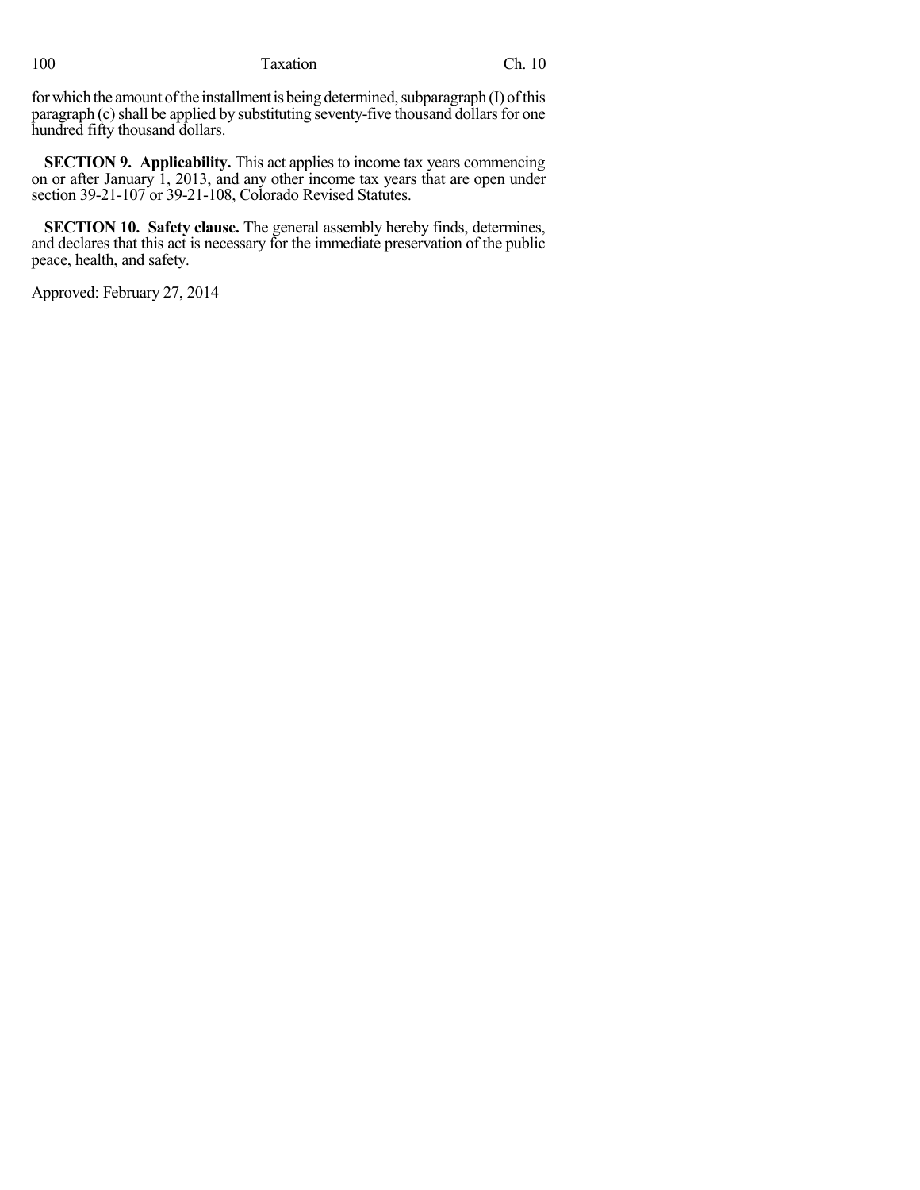for which the amount of the installment is being determined, subparagraph (I) of this paragraph (c) shall be applied by substituting seventy-five thousand dollars for one hundred fifty thousand dollars.

**SECTION 9. Applicability.** This act applies to income tax years commencing on or after January 1, 2013, and any other income tax years that are open under section 39-21-107 or 39-21-108, Colorado Revised Statutes.

**SECTION 10. Safety clause.** The general assembly hereby finds, determines, and declares that this act is necessary for the immediate preservation of the public peace, health, and safety.

Approved: February 27, 2014